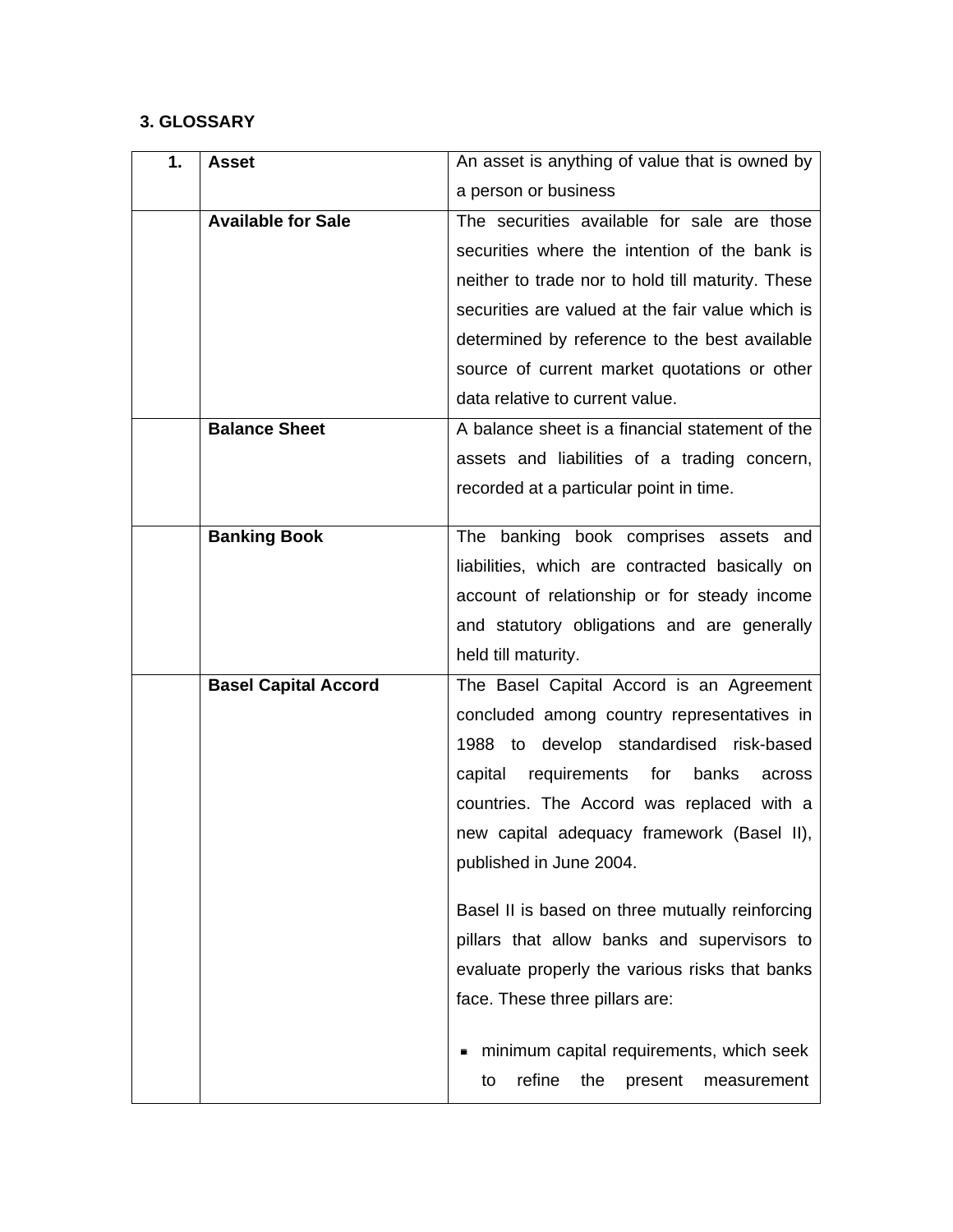### 3. GLOSSARY

| | | |
|---|---|---|
| **1.** | **Asset** | An asset is anything of value that is owned by a person or business |
| | **Available for Sale** | The securities available for sale are those securities where the intention of the bank is neither to trade nor to hold till maturity. These securities are valued at the fair value which is determined by reference to the best available source of current market quotations or other data relative to current value. |
| | **Balance Sheet** | A balance sheet is a financial statement of the assets and liabilities of a trading concern, recorded at a particular point in time. |
| | **Banking Book** | The banking book comprises assets and liabilities, which are contracted basically on account of relationship or for steady income and statutory obligations and are generally held till maturity. |
| | **Basel Capital Accord** | The Basel Capital Accord is an Agreement concluded among country representatives in 1988 to develop standardised risk-based capital requirements for banks across countries. The Accord was replaced with a new capital adequacy framework (Basel II), published in June 2004.<br><br>Basel II is based on three mutually reinforcing pillars that allow banks and supervisors to evaluate properly the various risks that banks face. These three pillars are:<br><br>- minimum capital requirements, which seek to refine the present measurement |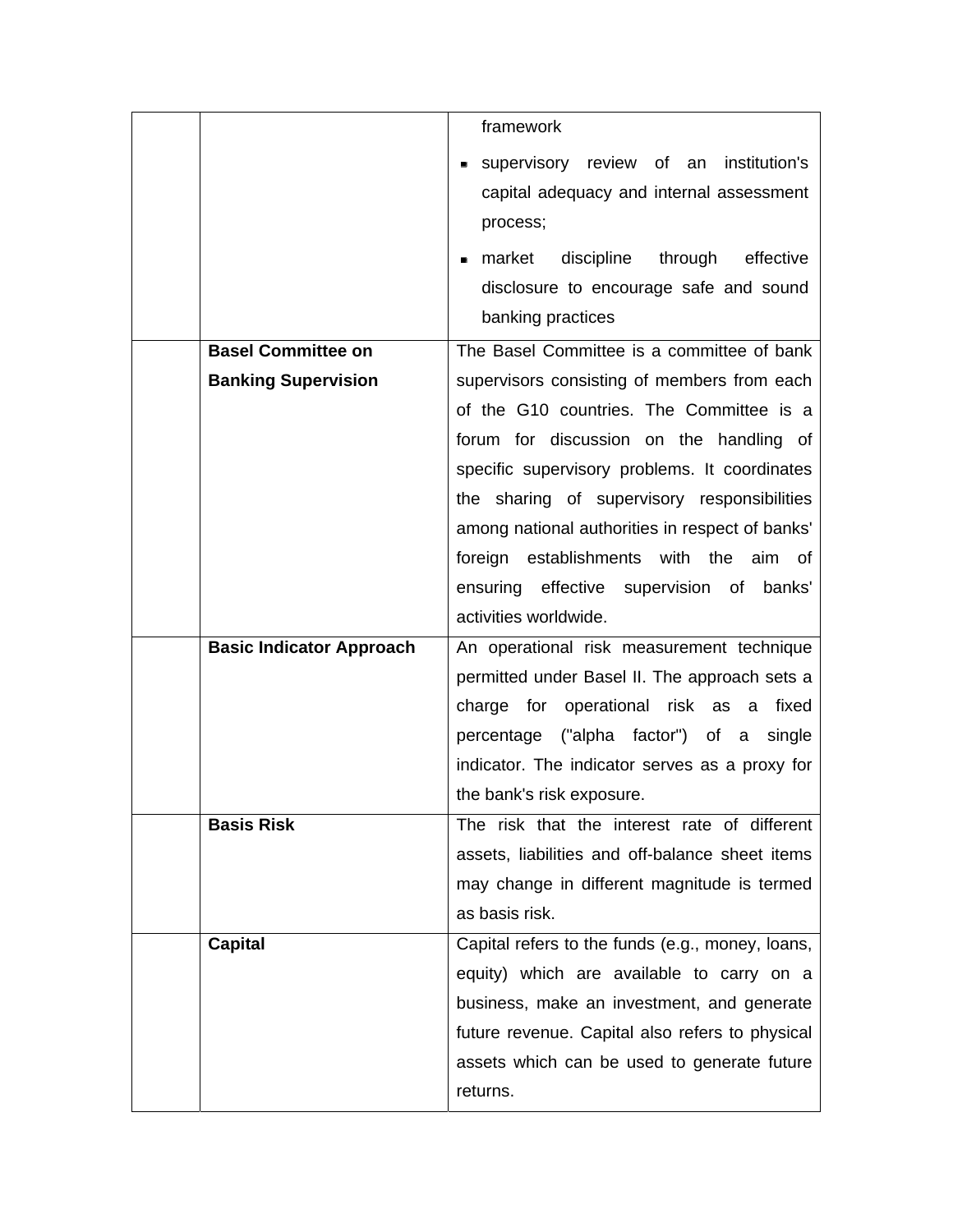| | | |
|---|---|---|
| | | framework<br>▪ supervisory review of an institution's capital adequacy and internal assessment process;<br>▪ market discipline through effective disclosure to encourage safe and sound banking practices |
| | **Basel Committee on Banking Supervision** | The Basel Committee is a committee of bank supervisors consisting of members from each of the G10 countries. The Committee is a forum for discussion on the handling of specific supervisory problems. It coordinates the sharing of supervisory responsibilities among national authorities in respect of banks' foreign establishments with the aim of ensuring effective supervision of banks' activities worldwide. |
| | **Basic Indicator Approach** | An operational risk measurement technique permitted under Basel II. The approach sets a charge for operational risk as a fixed percentage ("alpha factor") of a single indicator. The indicator serves as a proxy for the bank's risk exposure. |
| | **Basis Risk** | The risk that the interest rate of different assets, liabilities and off-balance sheet items may change in different magnitude is termed as basis risk. |
| | **Capital** | Capital refers to the funds (e.g., money, loans, equity) which are available to carry on a business, make an investment, and generate future revenue. Capital also refers to physical assets which can be used to generate future returns. |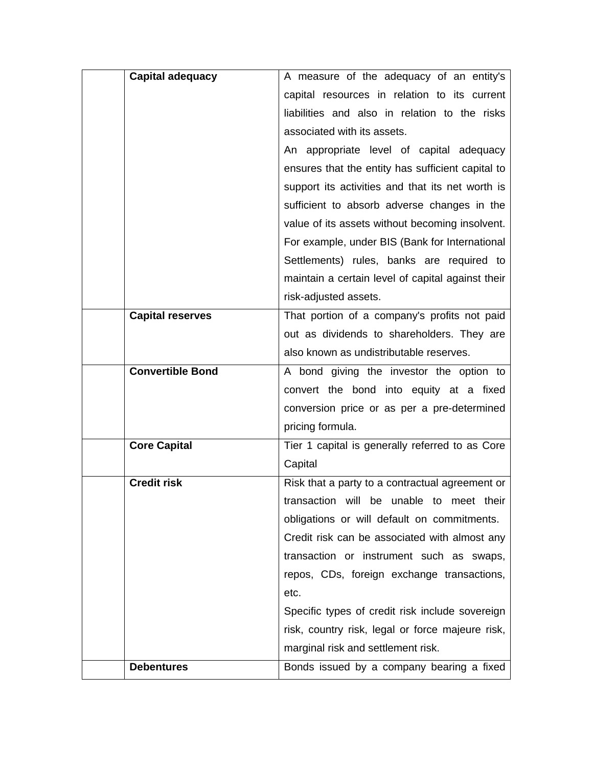| | | |
|---|---|---|
| | **Capital adequacy** | A measure of the adequacy of an entity's capital resources in relation to its current liabilities and also in relation to the risks associated with its assets.<br>An appropriate level of capital adequacy ensures that the entity has sufficient capital to support its activities and that its net worth is sufficient to absorb adverse changes in the value of its assets without becoming insolvent. For example, under BIS (Bank for International Settlements) rules, banks are required to maintain a certain level of capital against their risk-adjusted assets. |
| | **Capital reserves** | That portion of a company's profits not paid out as dividends to shareholders. They are also known as undistributable reserves. |
| | **Convertible Bond** | A bond giving the investor the option to convert the bond into equity at a fixed conversion price or as per a pre-determined pricing formula. |
| | **Core Capital** | Tier 1 capital is generally referred to as Core Capital |
| | **Credit risk** | Risk that a party to a contractual agreement or transaction will be unable to meet their obligations or will default on commitments.<br>Credit risk can be associated with almost any transaction or instrument such as swaps, repos, CDs, foreign exchange transactions, etc.<br>Specific types of credit risk include sovereign risk, country risk, legal or force majeure risk, marginal risk and settlement risk. |
| | **Debentures** | Bonds issued by a company bearing a fixed |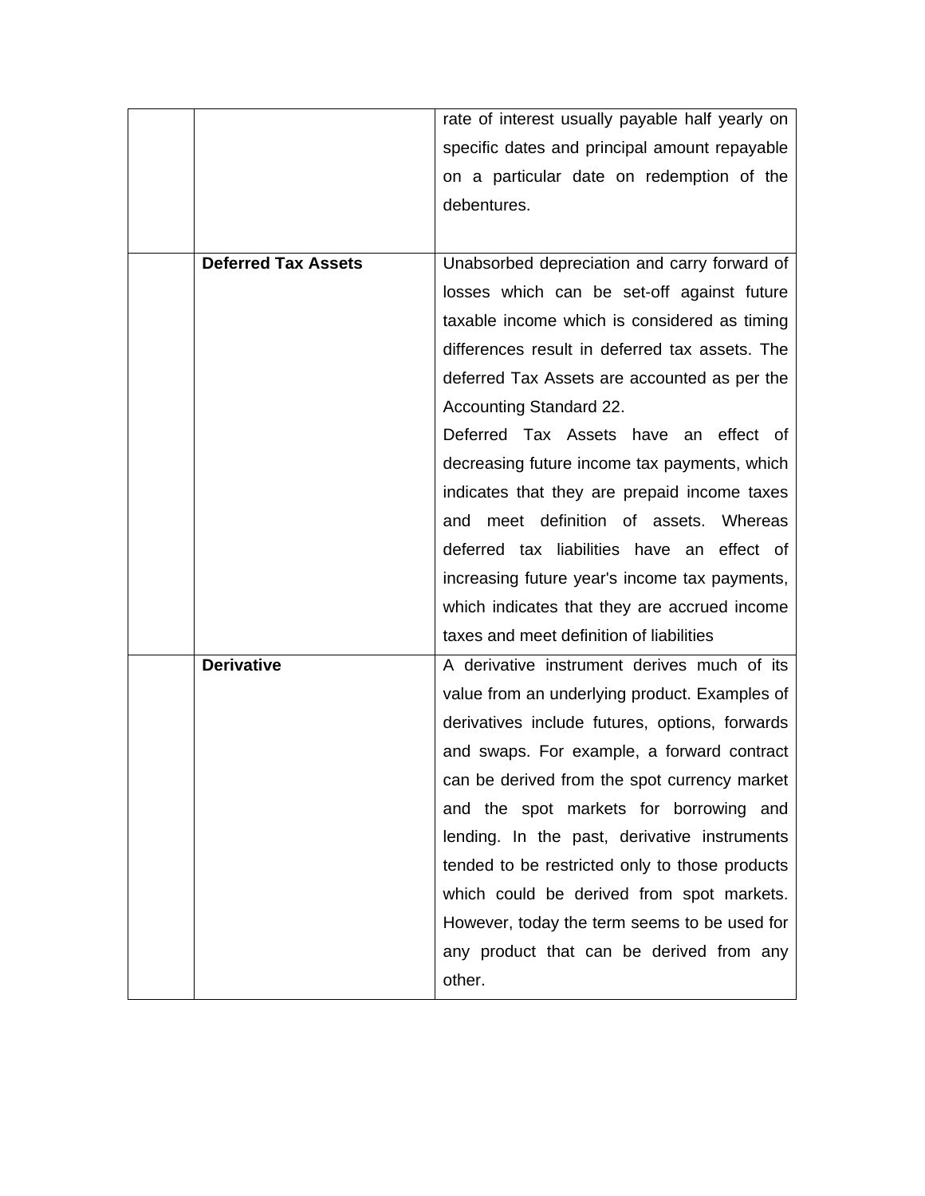| | | |
|---|---|---|
| | | rate of interest usually payable half yearly on specific dates and principal amount repayable on a particular date on redemption of the debentures. |
| | **Deferred Tax Assets** | Unabsorbed depreciation and carry forward of losses which can be set-off against future taxable income which is considered as timing differences result in deferred tax assets. The deferred Tax Assets are accounted as per the Accounting Standard 22.<br>Deferred Tax Assets have an effect of decreasing future income tax payments, which indicates that they are prepaid income taxes and meet definition of assets. Whereas deferred tax liabilities have an effect of increasing future year's income tax payments, which indicates that they are accrued income taxes and meet definition of liabilities |
| | **Derivative** | A derivative instrument derives much of its value from an underlying product. Examples of derivatives include futures, options, forwards and swaps. For example, a forward contract can be derived from the spot currency market and the spot markets for borrowing and lending. In the past, derivative instruments tended to be restricted only to those products which could be derived from spot markets. However, today the term seems to be used for any product that can be derived from any other. |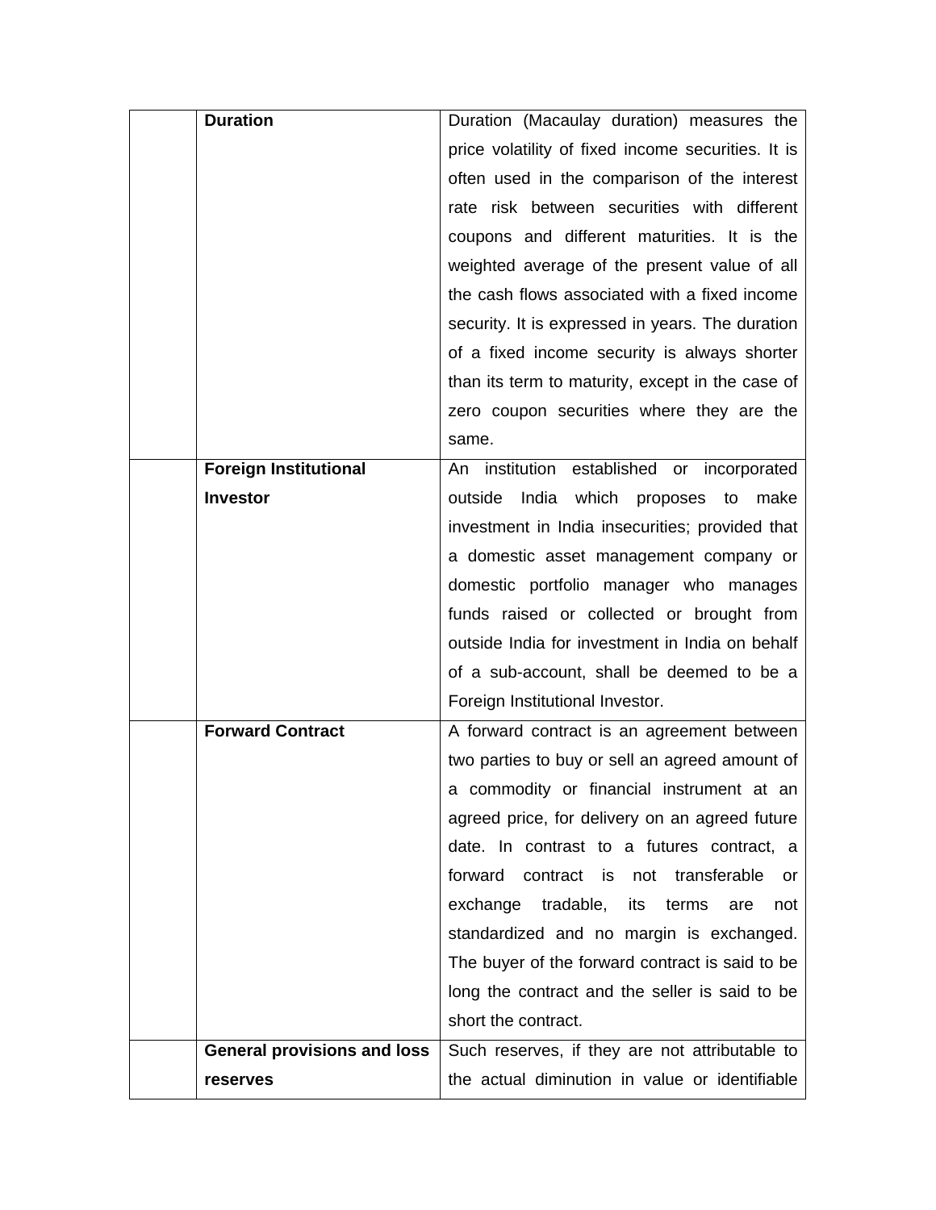| | | |
|---|---|---|
| | **Duration** | Duration (Macaulay duration) measures the price volatility of fixed income securities. It is often used in the comparison of the interest rate risk between securities with different coupons and different maturities. It is the weighted average of the present value of all the cash flows associated with a fixed income security. It is expressed in years. The duration of a fixed income security is always shorter than its term to maturity, except in the case of zero coupon securities where they are the same. |
| | **Foreign Institutional Investor** | An institution established or incorporated outside India which proposes to make investment in India insecurities; provided that a domestic asset management company or domestic portfolio manager who manages funds raised or collected or brought from outside India for investment in India on behalf of a sub-account, shall be deemed to be a Foreign Institutional Investor. |
| | **Forward Contract** | A forward contract is an agreement between two parties to buy or sell an agreed amount of a commodity or financial instrument at an agreed price, for delivery on an agreed future date. In contrast to a futures contract, a forward contract is not transferable or exchange tradable, its terms are not standardized and no margin is exchanged. The buyer of the forward contract is said to be long the contract and the seller is said to be short the contract. |
| | **General provisions and loss reserves** | Such reserves, if they are not attributable to the actual diminution in value or identifiable |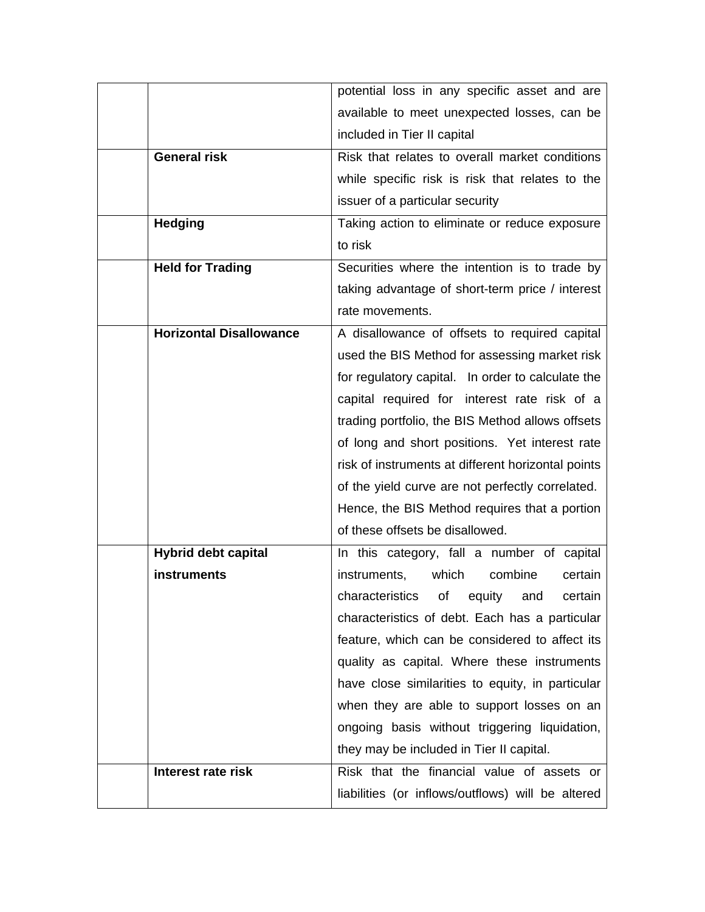| | | |
|---|---|---|
| | | potential loss in any specific asset and are available to meet unexpected losses, can be included in Tier II capital |
| | **General risk** | Risk that relates to overall market conditions while specific risk is risk that relates to the issuer of a particular security |
| | **Hedging** | Taking action to eliminate or reduce exposure to risk |
| | **Held for Trading** | Securities where the intention is to trade by taking advantage of short-term price / interest rate movements. |
| | **Horizontal Disallowance** | A disallowance of offsets to required capital used the BIS Method for assessing market risk for regulatory capital. In order to calculate the capital required for interest rate risk of a trading portfolio, the BIS Method allows offsets of long and short positions. Yet interest rate risk of instruments at different horizontal points of the yield curve are not perfectly correlated. Hence, the BIS Method requires that a portion of these offsets be disallowed. |
| | **Hybrid debt capital instruments** | In this category, fall a number of capital instruments, which combine certain characteristics of equity and certain characteristics of debt. Each has a particular feature, which can be considered to affect its quality as capital. Where these instruments have close similarities to equity, in particular when they are able to support losses on an ongoing basis without triggering liquidation, they may be included in Tier II capital. |
| | **Interest rate risk** | Risk that the financial value of assets or liabilities (or inflows/outflows) will be altered |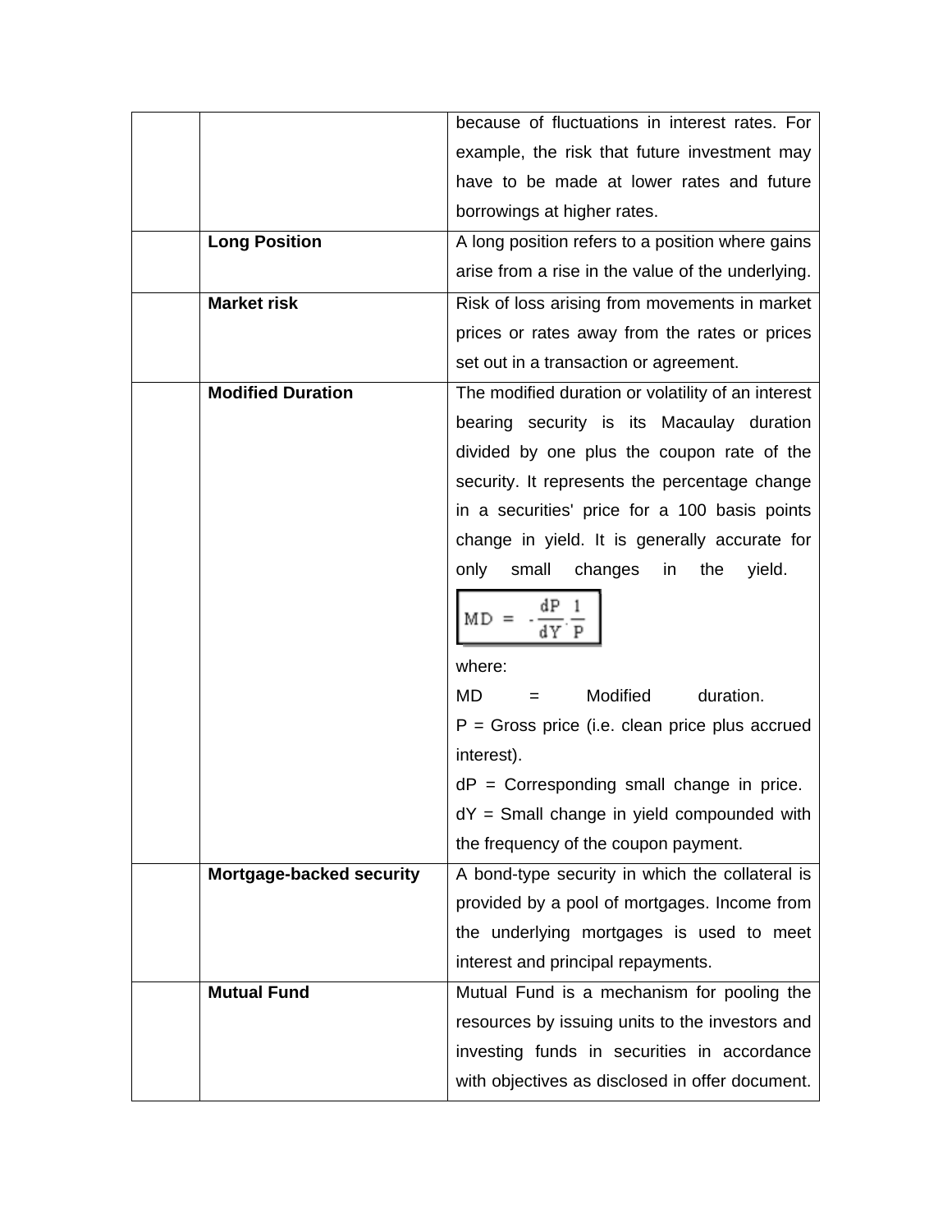| | | |
|---|---|---|
| | | because of fluctuations in interest rates. For example, the risk that future investment may have to be made at lower rates and future borrowings at higher rates. |
| | **Long Position** | A long position refers to a position where gains arise from a rise in the value of the underlying. |
| | **Market risk** | Risk of loss arising from movements in market prices or rates away from the rates or prices set out in a transaction or agreement. |
| | **Modified Duration** | The modified duration or volatility of an interest bearing security is its Macaulay duration divided by one plus the coupon rate of the security. It represents the percentage change in a securities' price for a 100 basis points change in yield. It is generally accurate for only small changes in the yield. $MD = -\frac{dP}{dY} \cdot \frac{1}{P}$ where: MD = Modified duration. P = Gross price (i.e. clean price plus accrued interest). dP = Corresponding small change in price. dY = Small change in yield compounded with the frequency of the coupon payment. |
| | **Mortgage-backed security** | A bond-type security in which the collateral is provided by a pool of mortgages. Income from the underlying mortgages is used to meet interest and principal repayments. |
| | **Mutual Fund** | Mutual Fund is a mechanism for pooling the resources by issuing units to the investors and investing funds in securities in accordance with objectives as disclosed in offer document. |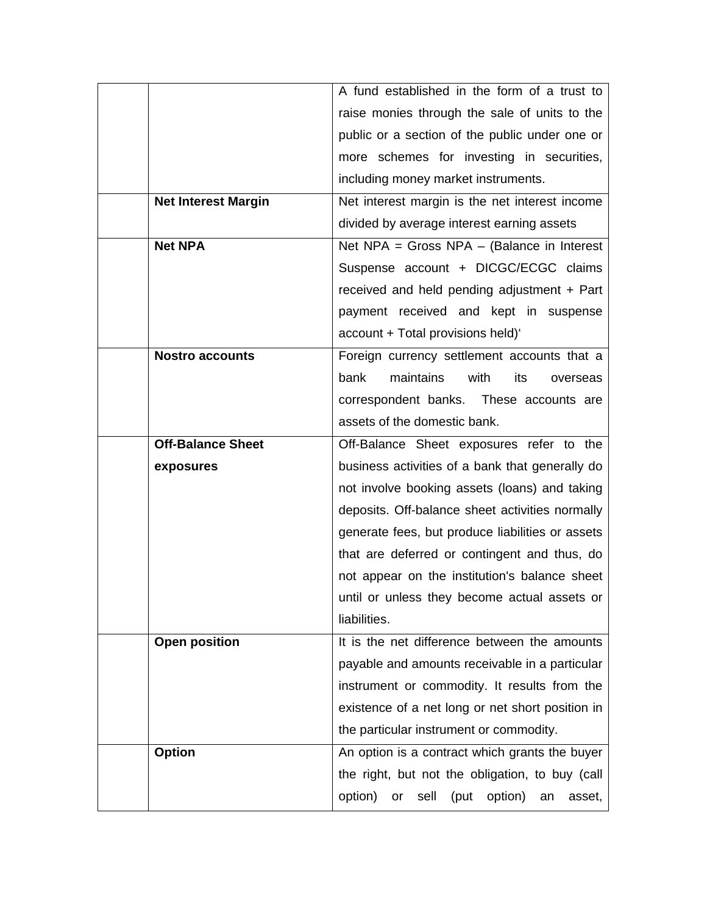| | | |
|---|---|---|
| | | A fund established in the form of a trust to raise monies through the sale of units to the public or a section of the public under one or more schemes for investing in securities, including money market instruments. |
| | **Net Interest Margin** | Net interest margin is the net interest income divided by average interest earning assets |
| | **Net NPA** | Net NPA = Gross NPA – (Balance in Interest Suspense account + DICGC/ECGC claims received and held pending adjustment + Part payment received and kept in suspense account + Total provisions held)' |
| | **Nostro accounts** | Foreign currency settlement accounts that a bank maintains with its overseas correspondent banks. These accounts are assets of the domestic bank. |
| | **Off-Balance Sheet exposures** | Off-Balance Sheet exposures refer to the business activities of a bank that generally do not involve booking assets (loans) and taking deposits. Off-balance sheet activities normally generate fees, but produce liabilities or assets that are deferred or contingent and thus, do not appear on the institution's balance sheet until or unless they become actual assets or liabilities. |
| | **Open position** | It is the net difference between the amounts payable and amounts receivable in a particular instrument or commodity. It results from the existence of a net long or net short position in the particular instrument or commodity. |
| | **Option** | An option is a contract which grants the buyer the right, but not the obligation, to buy (call option) or sell (put option) an asset, |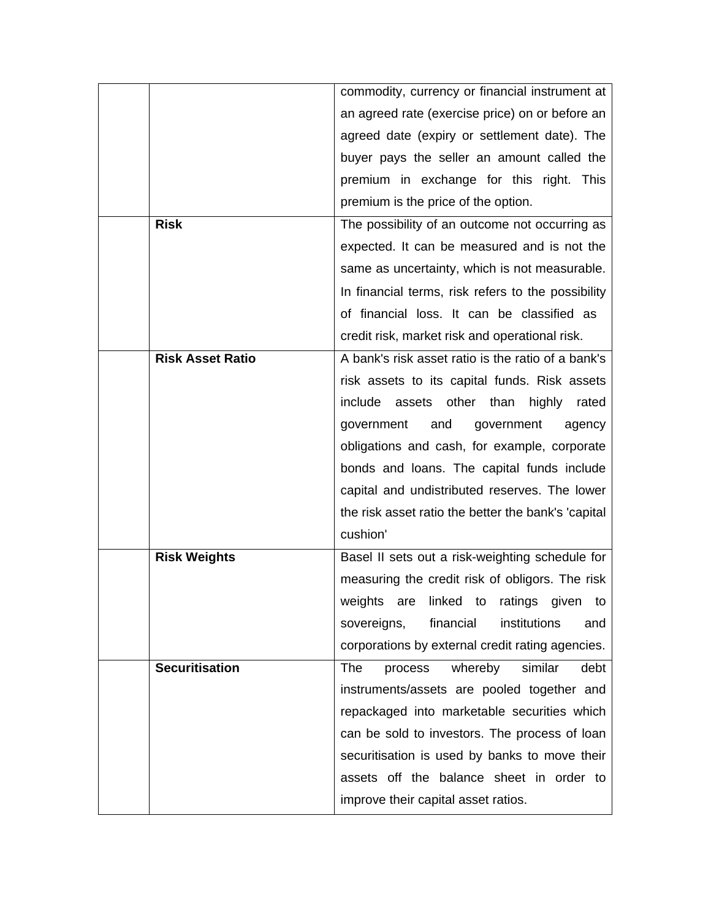| | | |
|---|---|---|
| | | commodity, currency or financial instrument at an agreed rate (exercise price) on or before an agreed date (expiry or settlement date). The buyer pays the seller an amount called the premium in exchange for this right. This premium is the price of the option. |
| | **Risk** | The possibility of an outcome not occurring as expected. It can be measured and is not the same as uncertainty, which is not measurable. In financial terms, risk refers to the possibility of financial loss. It can be classified as credit risk, market risk and operational risk. |
| | **Risk Asset Ratio** | A bank's risk asset ratio is the ratio of a bank's risk assets to its capital funds. Risk assets include assets other than highly rated government and government agency obligations and cash, for example, corporate bonds and loans. The capital funds include capital and undistributed reserves. The lower the risk asset ratio the better the bank's 'capital cushion' |
| | **Risk Weights** | Basel II sets out a risk-weighting schedule for measuring the credit risk of obligors. The risk weights are linked to ratings given to sovereigns, financial institutions and corporations by external credit rating agencies. |
| | **Securitisation** | The process whereby similar debt instruments/assets are pooled together and repackaged into marketable securities which can be sold to investors. The process of loan securitisation is used by banks to move their assets off the balance sheet in order to improve their capital asset ratios. |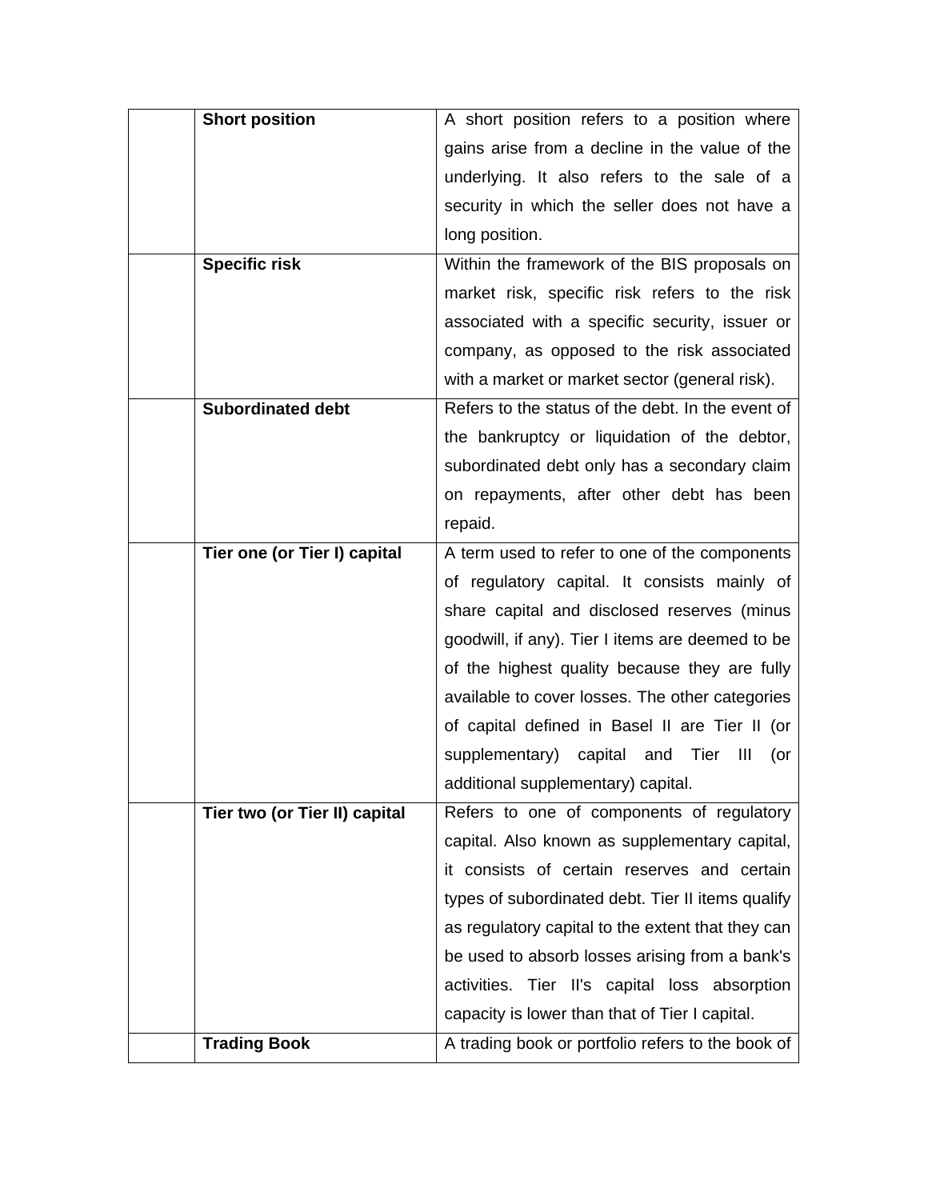|  |  |  |
|---|---|---|
|  | **Short position** | A short position refers to a position where gains arise from a decline in the value of the underlying. It also refers to the sale of a security in which the seller does not have a long position. |
|  | **Specific risk** | Within the framework of the BIS proposals on market risk, specific risk refers to the risk associated with a specific security, issuer or company, as opposed to the risk associated with a market or market sector (general risk). |
|  | **Subordinated debt** | Refers to the status of the debt. In the event of the bankruptcy or liquidation of the debtor, subordinated debt only has a secondary claim on repayments, after other debt has been repaid. |
|  | **Tier one (or Tier I) capital** | A term used to refer to one of the components of regulatory capital. It consists mainly of share capital and disclosed reserves (minus goodwill, if any). Tier I items are deemed to be of the highest quality because they are fully available to cover losses. The other categories of capital defined in Basel II are Tier II (or supplementary) capital and Tier III (or additional supplementary) capital. |
|  | **Tier two (or Tier II) capital** | Refers to one of components of regulatory capital. Also known as supplementary capital, it consists of certain reserves and certain types of subordinated debt. Tier II items qualify as regulatory capital to the extent that they can be used to absorb losses arising from a bank's activities. Tier II's capital loss absorption capacity is lower than that of Tier I capital. |
|  | **Trading Book** | A trading book or portfolio refers to the book of |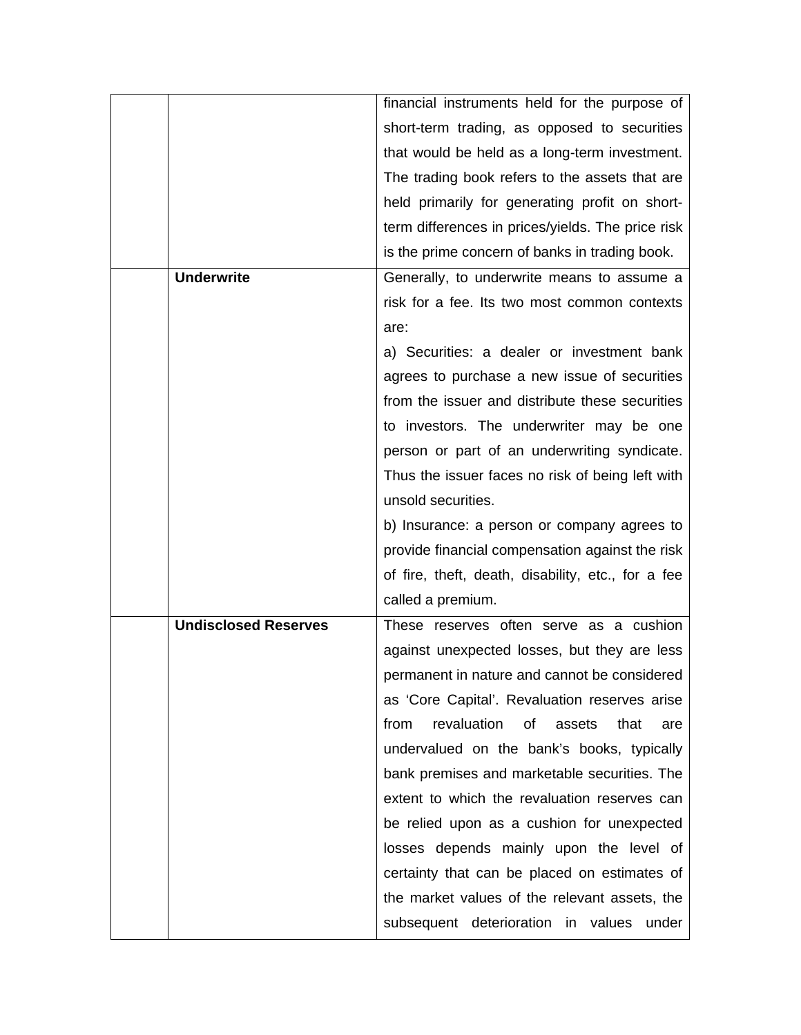| | | |
|---|---|---|
| | | financial instruments held for the purpose of short-term trading, as opposed to securities that would be held as a long-term investment. The trading book refers to the assets that are held primarily for generating profit on short-term differences in prices/yields. The price risk is the prime concern of banks in trading book. |
| | **Underwrite** | Generally, to underwrite means to assume a risk for a fee. Its two most common contexts are:<br>a) Securities: a dealer or investment bank agrees to purchase a new issue of securities from the issuer and distribute these securities to investors. The underwriter may be one person or part of an underwriting syndicate. Thus the issuer faces no risk of being left with unsold securities.<br>b) Insurance: a person or company agrees to provide financial compensation against the risk of fire, theft, death, disability, etc., for a fee called a premium. |
| | **Undisclosed Reserves** | These reserves often serve as a cushion against unexpected losses, but they are less permanent in nature and cannot be considered as 'Core Capital'. Revaluation reserves arise from revaluation of assets that are undervalued on the bank's books, typically bank premises and marketable securities. The extent to which the revaluation reserves can be relied upon as a cushion for unexpected losses depends mainly upon the level of certainty that can be placed on estimates of the market values of the relevant assets, the subsequent deterioration in values under |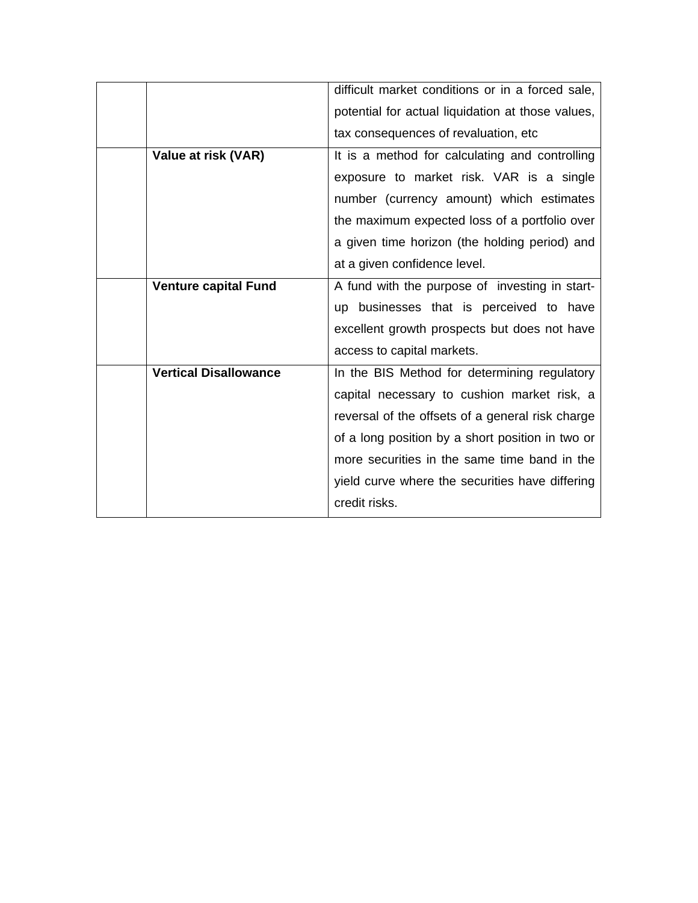| | | |
|---|---|---|
| | | difficult market conditions or in a forced sale, potential for actual liquidation at those values, tax consequences of revaluation, etc |
| | **Value at risk (VAR)** | It is a method for calculating and controlling exposure to market risk. VAR is a single number (currency amount) which estimates the maximum expected loss of a portfolio over a given time horizon (the holding period) and at a given confidence level. |
| | **Venture capital Fund** | A fund with the purpose of investing in start-up businesses that is perceived to have excellent growth prospects but does not have access to capital markets. |
| | **Vertical Disallowance** | In the BIS Method for determining regulatory capital necessary to cushion market risk, a reversal of the offsets of a general risk charge of a long position by a short position in two or more securities in the same time band in the yield curve where the securities have differing credit risks. |